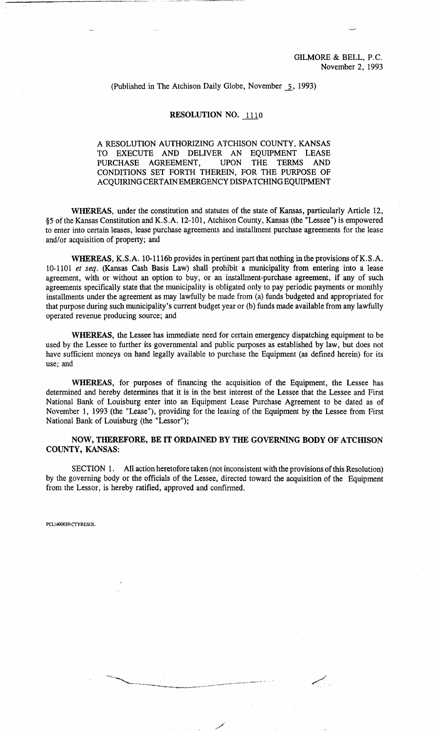GILMORE & BELL, P.C.
November 2, 1993

(Published in The Atchison Daily Globe, November 5, 1993)

# RESOLUTION NO. 1110

## A RESOLUTION AUTHORIZING ATCHISON COUNTY, KANSAS TO EXECUTE AND DELIVER AN EQUIPMENT LEASE PURCHASE AGREEMENT, UPON THE TERMS AND CONDITIONS SET FORTH THEREIN, FOR THE PURPOSE OF ACQUIRING CERTAIN EMERGENCY DISPATCHING EQUIPMENT

**WHEREAS**, under the constitution and statutes of the state of Kansas, particularly Article 12, §5 of the Kansas Constitution and K.S.A. 12-101, Atchison County, Kansas (the "Lessee") is empowered to enter into certain leases, lease purchase agreements and installment purchase agreements for the lease and/or acquisition of property; and

**WHEREAS**, K.S.A. 10-1116b provides in pertinent part that nothing in the provisions of K.S.A. 10-1101 *et seq.* (Kansas Cash Basis Law) shall prohibit a municipality from entering into a lease agreement, with or without an option to buy, or an installment-purchase agreement, if any of such agreements specifically state that the municipality is obligated only to pay periodic payments or monthly installments under the agreement as may lawfully be made from (a) funds budgeted and appropriated for that purpose during such municipality's current budget year or (b) funds made available from any lawfully operated revenue producing source; and

**WHEREAS**, the Lessee has immediate need for certain emergency dispatching equipment to be used by the Lessee to further its governmental and public purposes as established by law, but does not have sufficient moneys on hand legally available to purchase the Equipment (as defined herein) for its use; and

**WHEREAS**, for purposes of financing the acquisition of the Equipment, the Lessee has determined and hereby determines that it is in the best interest of the Lessee that the Lessee and First National Bank of Louisburg enter into an Equipment Lease Purchase Agreement to be dated as of November 1, 1993 (the "Lease"), providing for the leasing of the Equipment by the Lessee from First National Bank of Louisburg (the "Lessor");

**NOW, THEREFORE, BE IT ORDAINED BY THE GOVERNING BODY OF ATCHISON COUNTY, KANSAS:**

SECTION 1. All action heretofore taken (not inconsistent with the provisions of this Resolution) by the governing body or the officials of the Lessee, directed toward the acquisition of the Equipment from the Lessor, is hereby ratified, approved and confirmed.

PCL\400639\CTYRESOL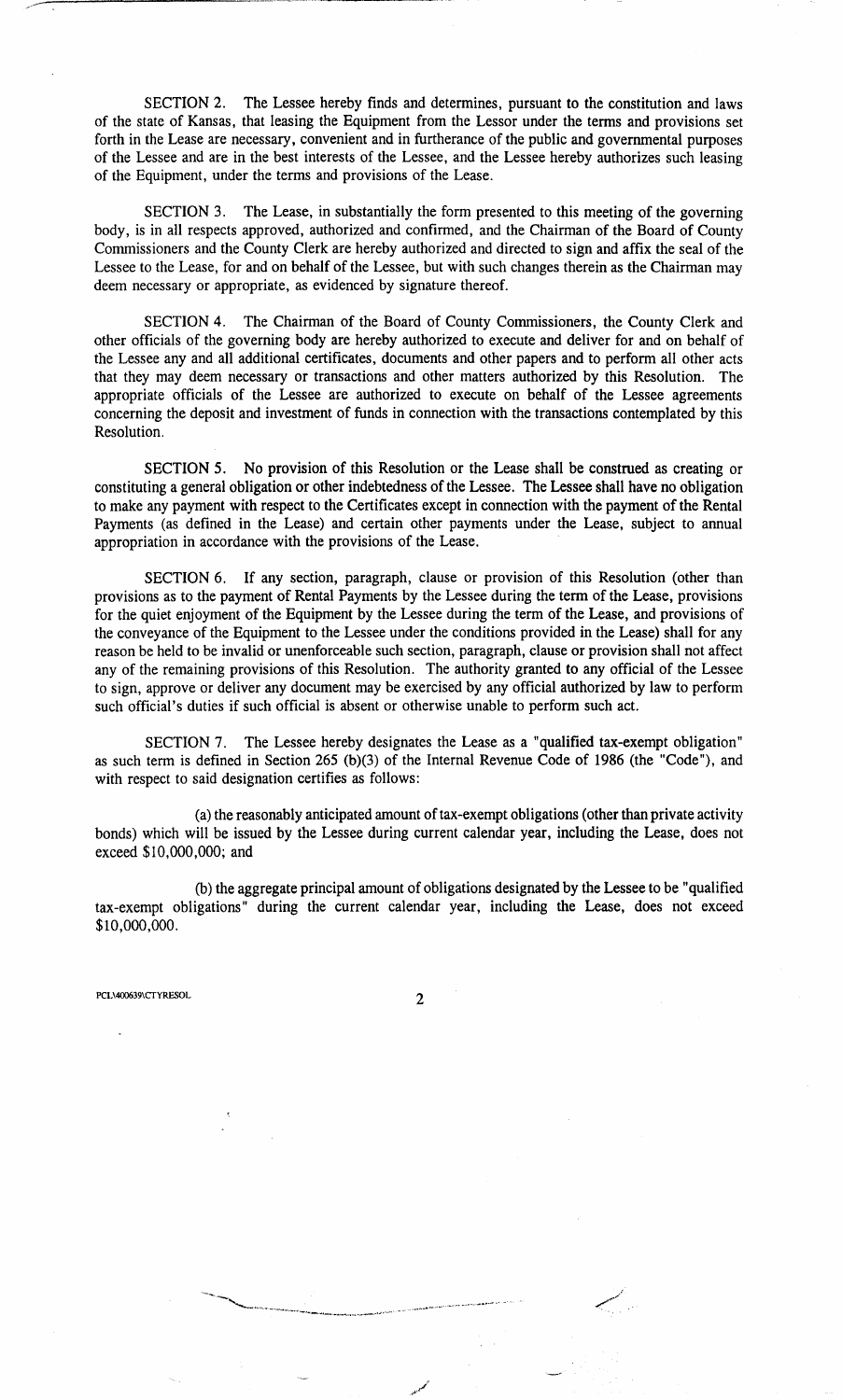SECTION 2. The Lessee hereby finds and determines, pursuant to the constitution and laws of the state of Kansas, that leasing the Equipment from the Lessor under the terms and provisions set forth in the Lease are necessary, convenient and in furtherance of the public and governmental purposes of the Lessee and are in the best interests of the Lessee, and the Lessee hereby authorizes such leasing of the Equipment, under the terms and provisions of the Lease.

SECTION 3. The Lease, in substantially the form presented to this meeting of the governing body, is in all respects approved, authorized and confirmed, and the Chairman of the Board of County Commissioners and the County Clerk are hereby authorized and directed to sign and affix the seal of the Lessee to the Lease, for and on behalf of the Lessee, but with such changes therein as the Chairman may deem necessary or appropriate, as evidenced by signature thereof.

SECTION 4. The Chairman of the Board of County Commissioners, the County Clerk and other officials of the governing body are hereby authorized to execute and deliver for and on behalf of the Lessee any and all additional certificates, documents and other papers and to perform all other acts that they may deem necessary or transactions and other matters authorized by this Resolution. The appropriate officials of the Lessee are authorized to execute on behalf of the Lessee agreements concerning the deposit and investment of funds in connection with the transactions contemplated by this Resolution.

SECTION 5. No provision of this Resolution or the Lease shall be construed as creating or constituting a general obligation or other indebtedness of the Lessee. The Lessee shall have no obligation to make any payment with respect to the Certificates except in connection with the payment of the Rental Payments (as defined in the Lease) and certain other payments under the Lease, subject to annual appropriation in accordance with the provisions of the Lease.

SECTION 6. If any section, paragraph, clause or provision of this Resolution (other than provisions as to the payment of Rental Payments by the Lessee during the term of the Lease, provisions for the quiet enjoyment of the Equipment by the Lessee during the term of the Lease, and provisions of the conveyance of the Equipment to the Lessee under the conditions provided in the Lease) shall for any reason be held to be invalid or unenforceable such section, paragraph, clause or provision shall not affect any of the remaining provisions of this Resolution. The authority granted to any official of the Lessee to sign, approve or deliver any document may be exercised by any official authorized by law to perform such official's duties if such official is absent or otherwise unable to perform such act.

SECTION 7. The Lessee hereby designates the Lease as a "qualified tax-exempt obligation" as such term is defined in Section 265 (b)(3) of the Internal Revenue Code of 1986 (the "Code"), and with respect to said designation certifies as follows:

(a) the reasonably anticipated amount of tax-exempt obligations (other than private activity bonds) which will be issued by the Lessee during current calendar year, including the Lease, does not exceed $10,000,000; and

(b) the aggregate principal amount of obligations designated by the Lessee to be "qualified tax-exempt obligations" during the current calendar year, including the Lease, does not exceed $10,000,000.

PCL\400639\CTYRESOL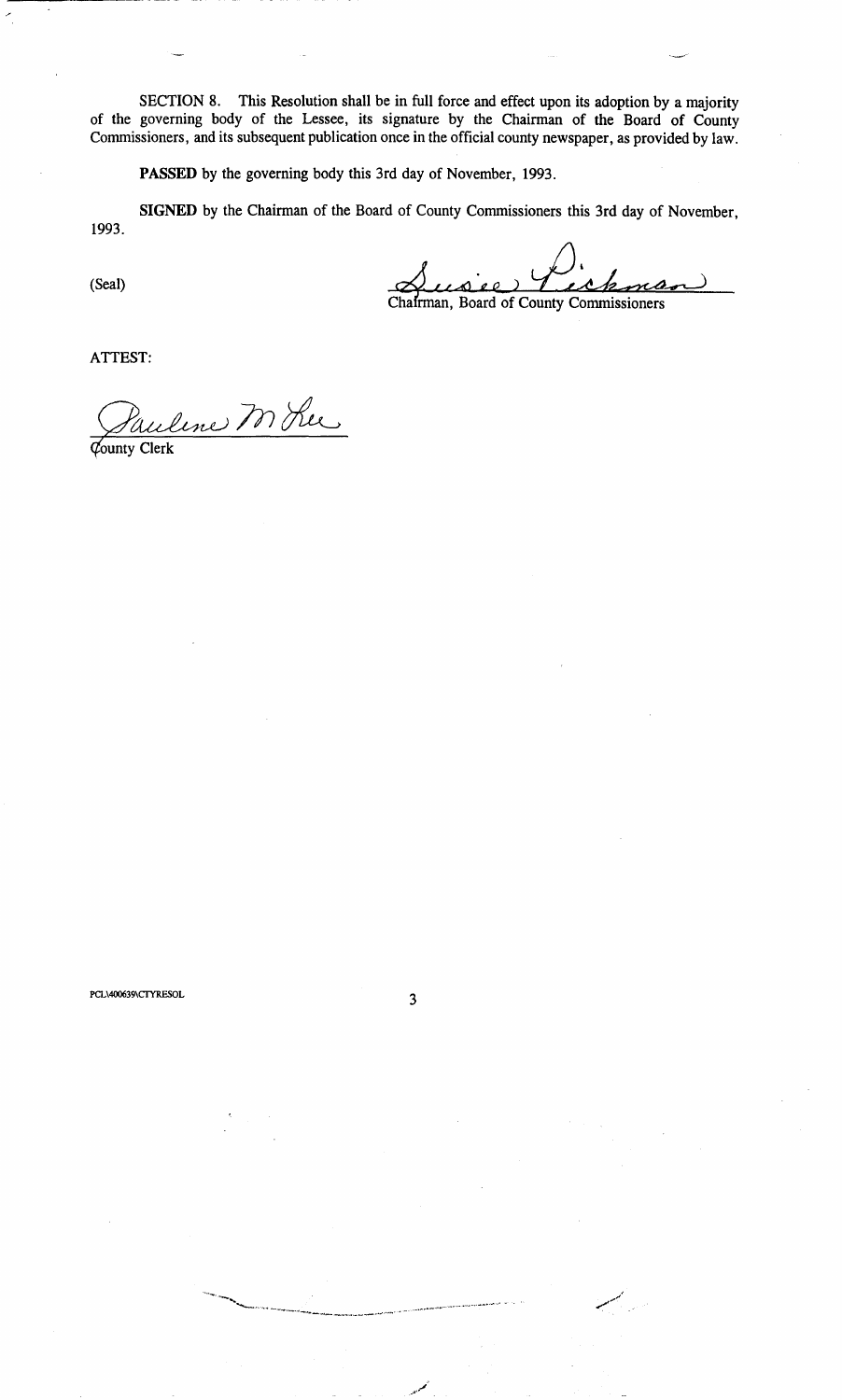SECTION 8. This Resolution shall be in full force and effect upon its adoption by a majority of the governing body of the Lessee, its signature by the Chairman of the Board of County Commissioners, and its subsequent publication once in the official county newspaper, as provided by law.

**PASSED** by the governing body this 3rd day of November, 1993.

**SIGNED** by the Chairman of the Board of County Commissioners this 3rd day of November, 1993.

(Seal)

Susie Pickman

Chairman, Board of County Commissioners

ATTEST:

Pauline M Rue

County Clerk

PCL\400639\CTYRESOL